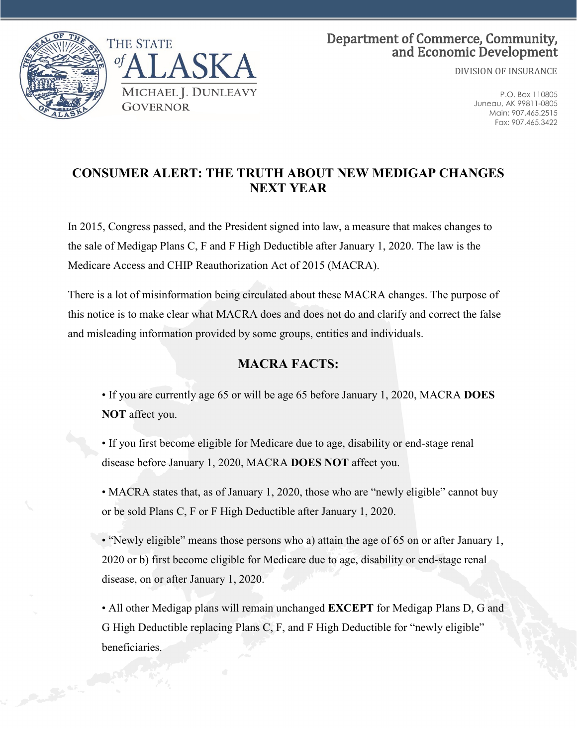THE STATE of ALASKA

MICHAEL J. DUNLEAVY
GOVERNOR

Department of Commerce, Community, and Economic Development

DIVISION OF INSURANCE

P.O. Box 110805
Juneau, AK 99811-0805
Main: 907.465.2515
Fax: 907.465.3422

# CONSUMER ALERT: THE TRUTH ABOUT NEW MEDIGAP CHANGES NEXT YEAR

In 2015, Congress passed, and the President signed into law, a measure that makes changes to the sale of Medigap Plans C, F and F High Deductible after January 1, 2020. The law is the Medicare Access and CHIP Reauthorization Act of 2015 (MACRA).

There is a lot of misinformation being circulated about these MACRA changes. The purpose of this notice is to make clear what MACRA does and does not do and clarify and correct the false and misleading information provided by some groups, entities and individuals.

## MACRA FACTS:

- If you are currently age 65 or will be age 65 before January 1, 2020, MACRA **DOES NOT** affect you.
- If you first become eligible for Medicare due to age, disability or end-stage renal disease before January 1, 2020, MACRA **DOES NOT** affect you.
- MACRA states that, as of January 1, 2020, those who are "newly eligible" cannot buy or be sold Plans C, F or F High Deductible after January 1, 2020.
- "Newly eligible" means those persons who a) attain the age of 65 on or after January 1, 2020 or b) first become eligible for Medicare due to age, disability or end-stage renal disease, on or after January 1, 2020.
- All other Medigap plans will remain unchanged **EXCEPT** for Medigap Plans D, G and G High Deductible replacing Plans C, F, and F High Deductible for "newly eligible" beneficiaries.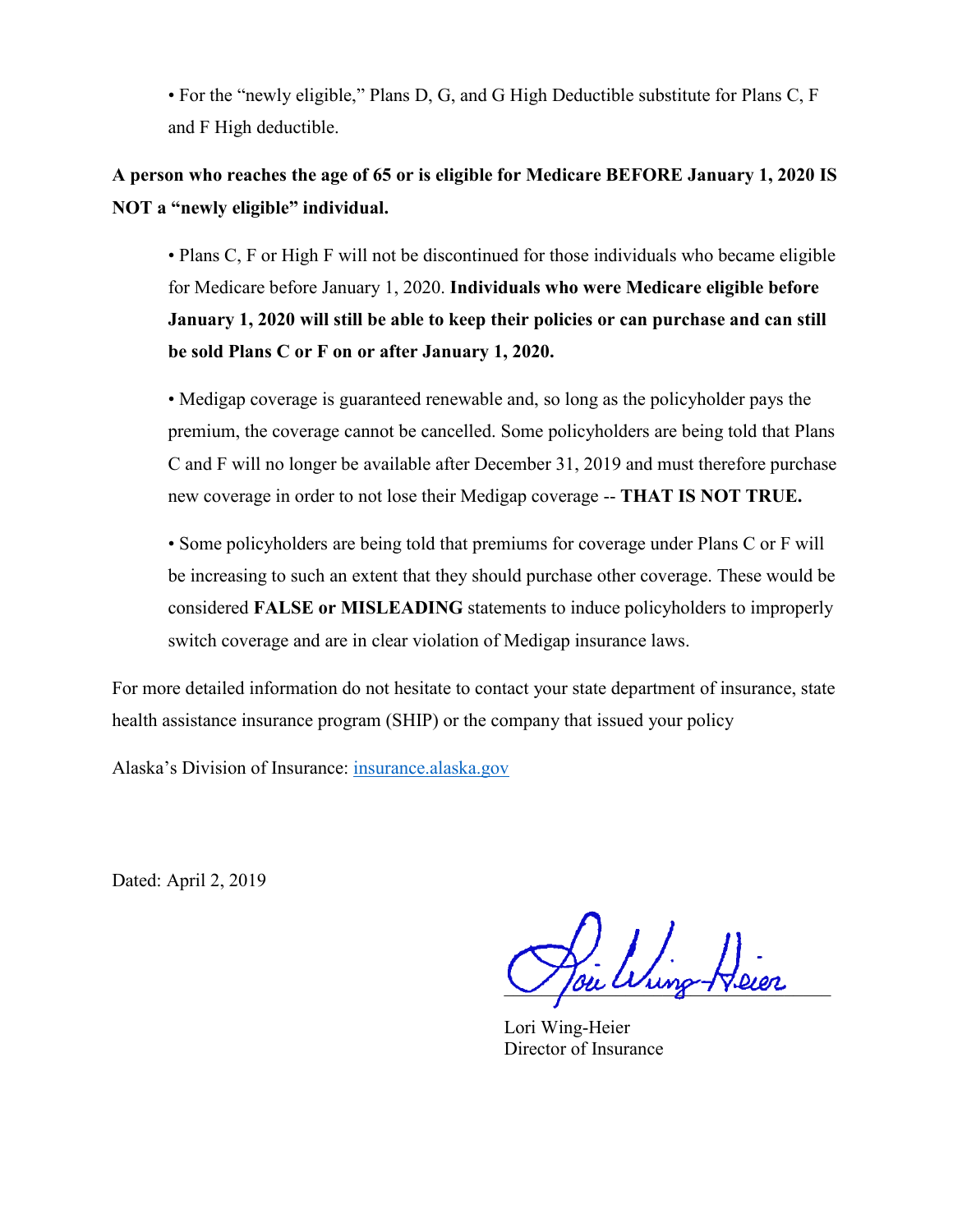- For the "newly eligible," Plans D, G, and G High Deductible substitute for Plans C, F and F High deductible.

**A person who reaches the age of 65 or is eligible for Medicare BEFORE January 1, 2020 IS NOT a "newly eligible" individual.**

- Plans C, F or High F will not be discontinued for those individuals who became eligible for Medicare before January 1, 2020. **Individuals who were Medicare eligible before January 1, 2020 will still be able to keep their policies or can purchase and can still be sold Plans C or F on or after January 1, 2020.**

- Medigap coverage is guaranteed renewable and, so long as the policyholder pays the premium, the coverage cannot be cancelled. Some policyholders are being told that Plans C and F will no longer be available after December 31, 2019 and must therefore purchase new coverage in order to not lose their Medigap coverage -- **THAT IS NOT TRUE.**

- Some policyholders are being told that premiums for coverage under Plans C or F will be increasing to such an extent that they should purchase other coverage. These would be considered **FALSE or MISLEADING** statements to induce policyholders to improperly switch coverage and are in clear violation of Medigap insurance laws.

For more detailed information do not hesitate to contact your state department of insurance, state health assistance insurance program (SHIP) or the company that issued your policy

Alaska's Division of Insurance: [insurance.alaska.gov](insurance.alaska.gov)

Dated: April 2, 2019

Lori Wing-Heier
Director of Insurance